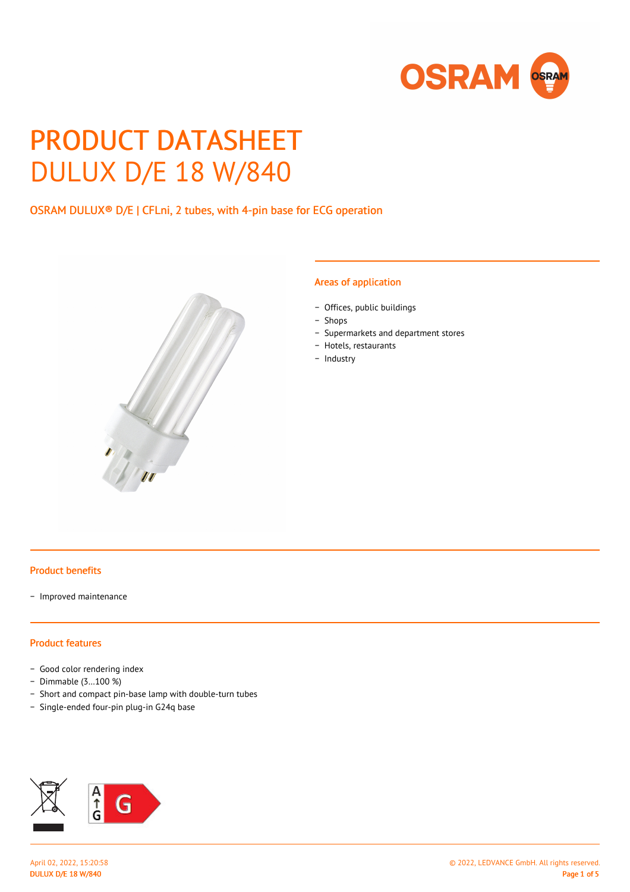# PRODUCT DATASHEET
# DULUX D/E 18 W/840

OSRAM DULUX® D/E | CFLni, 2 tubes, with 4-pin base for ECG operation

## Areas of application

- Offices, public buildings
- Shops
- Supermarkets and department stores
- Hotels, restaurants
- Industry

## Product benefits

- Improved maintenance

## Product features

- Good color rendering index
- Dimmable (3…100 %)
- Short and compact pin-base lamp with double-turn tubes
- Single-ended four-pin plug-in G24q base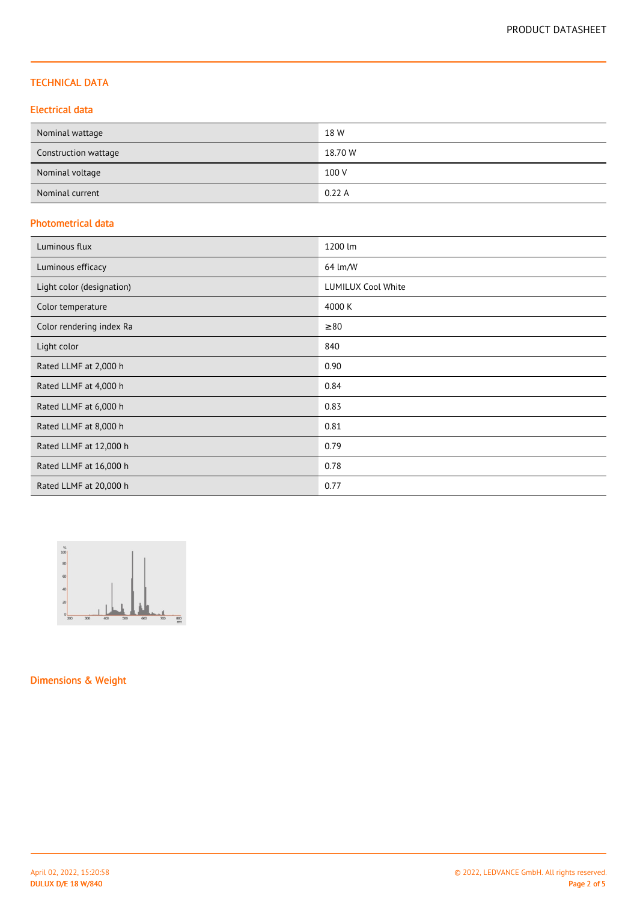## TECHNICAL DATA

### Electrical data

| | |
|---|---|
| Nominal wattage | 18 W |
| Construction wattage | 18.70 W |
| Nominal voltage | 100 V |
| Nominal current | 0.22 A |

### Photometrical data

| | |
|---|---|
| Luminous flux | 1200 lm |
| Luminous efficacy | 64 lm/W |
| Light color (designation) | LUMILUX Cool White |
| Color temperature | 4000 K |
| Color rendering index Ra | ≥80 |
| Light color | 840 |
| Rated LLMF at 2,000 h | 0.90 |
| Rated LLMF at 4,000 h | 0.84 |
| Rated LLMF at 6,000 h | 0.83 |
| Rated LLMF at 8,000 h | 0.81 |
| Rated LLMF at 12,000 h | 0.79 |
| Rated LLMF at 16,000 h | 0.78 |
| Rated LLMF at 20,000 h | 0.77 |

### Dimensions & Weight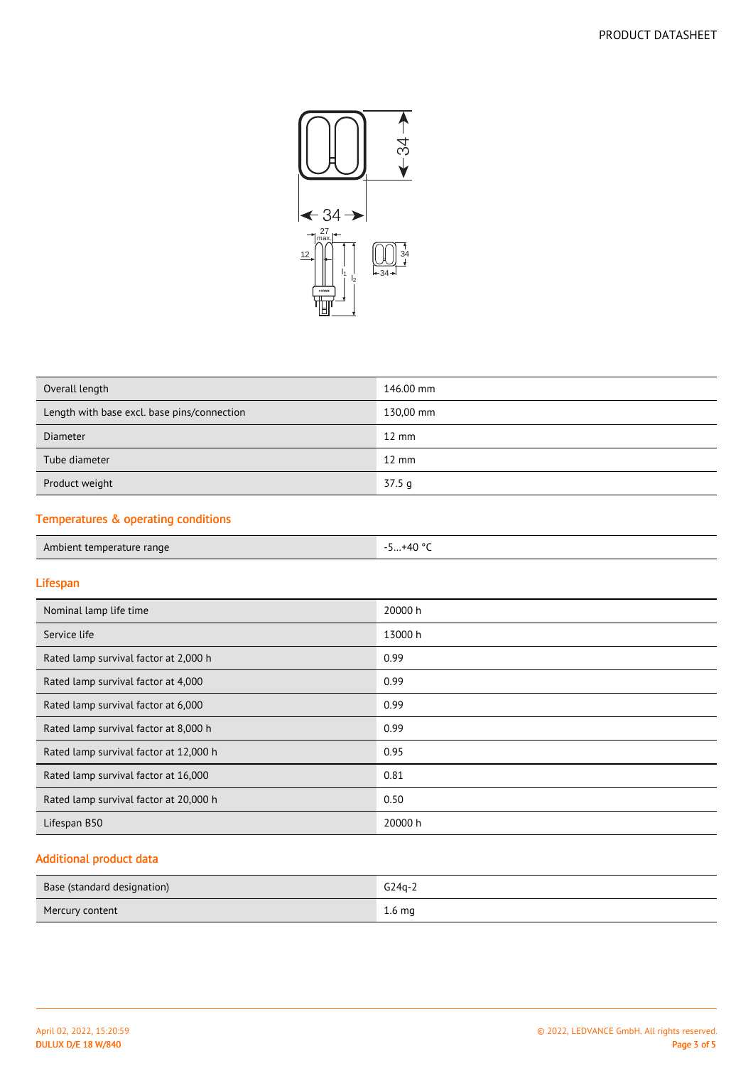| Overall length | 146.00 mm |
|---|---|
| Length with base excl. base pins/connection | 130,00 mm |
| Diameter | 12 mm |
| Tube diameter | 12 mm |
| Product weight | 37.5 g |

## Temperatures & operating conditions

| Ambient temperature range | -5...+40 °C |
|---|---|

## Lifespan

| Nominal lamp life time | 20000 h |
|---|---|
| Service life | 13000 h |
| Rated lamp survival factor at 2,000 h | 0.99 |
| Rated lamp survival factor at 4,000 | 0.99 |
| Rated lamp survival factor at 6,000 | 0.99 |
| Rated lamp survival factor at 8,000 h | 0.99 |
| Rated lamp survival factor at 12,000 h | 0.95 |
| Rated lamp survival factor at 16,000 | 0.81 |
| Rated lamp survival factor at 20,000 h | 0.50 |
| Lifespan B50 | 20000 h |

## Additional product data

| Base (standard designation) | G24q-2 |
|---|---|
| Mercury content | 1.6 mg |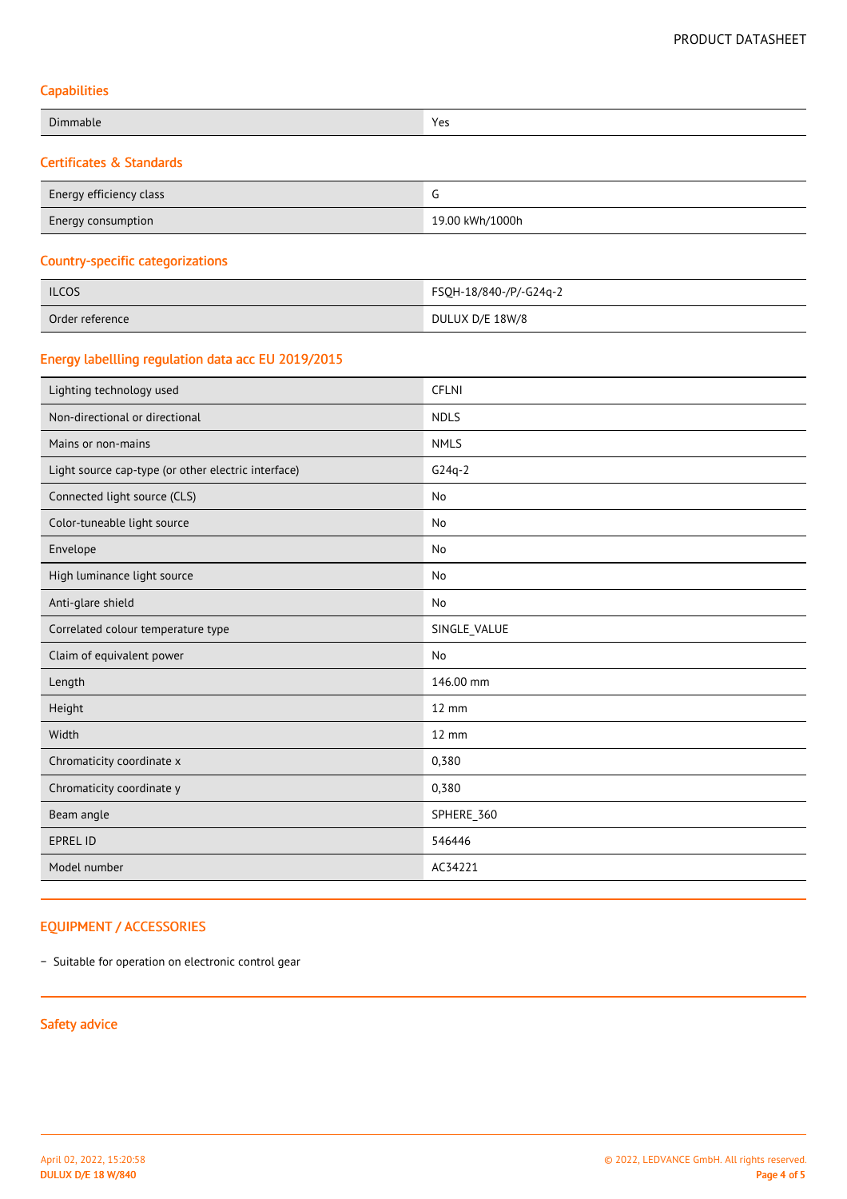### Capabilities

| | |
|---|---|
| Dimmable | Yes |

### Certificates & Standards

| | |
|---|---|
| Energy efficiency class | G |
| Energy consumption | 19.00 kWh/1000h |

### Country-specific categorizations

| | |
|---|---|
| ILCOS | FSQH-18/840-/P/-G24q-2 |
| Order reference | DULUX D/E 18W/8 |

### Energy labellling regulation data acc EU 2019/2015

| | |
|---|---|
| Lighting technology used | CFLNI |
| Non-directional or directional | NDLS |
| Mains or non-mains | NMLS |
| Light source cap-type (or other electric interface) | G24q-2 |
| Connected light source (CLS) | No |
| Color-tuneable light source | No |
| Envelope | No |
| High luminance light source | No |
| Anti-glare shield | No |
| Correlated colour temperature type | SINGLE_VALUE |
| Claim of equivalent power | No |
| Length | 146.00 mm |
| Height | 12 mm |
| Width | 12 mm |
| Chromaticity coordinate x | 0,380 |
| Chromaticity coordinate y | 0,380 |
| Beam angle | SPHERE_360 |
| EPREL ID | 546446 |
| Model number | AC34221 |

## EQUIPMENT / ACCESSORIES

- Suitable for operation on electronic control gear

## Safety advice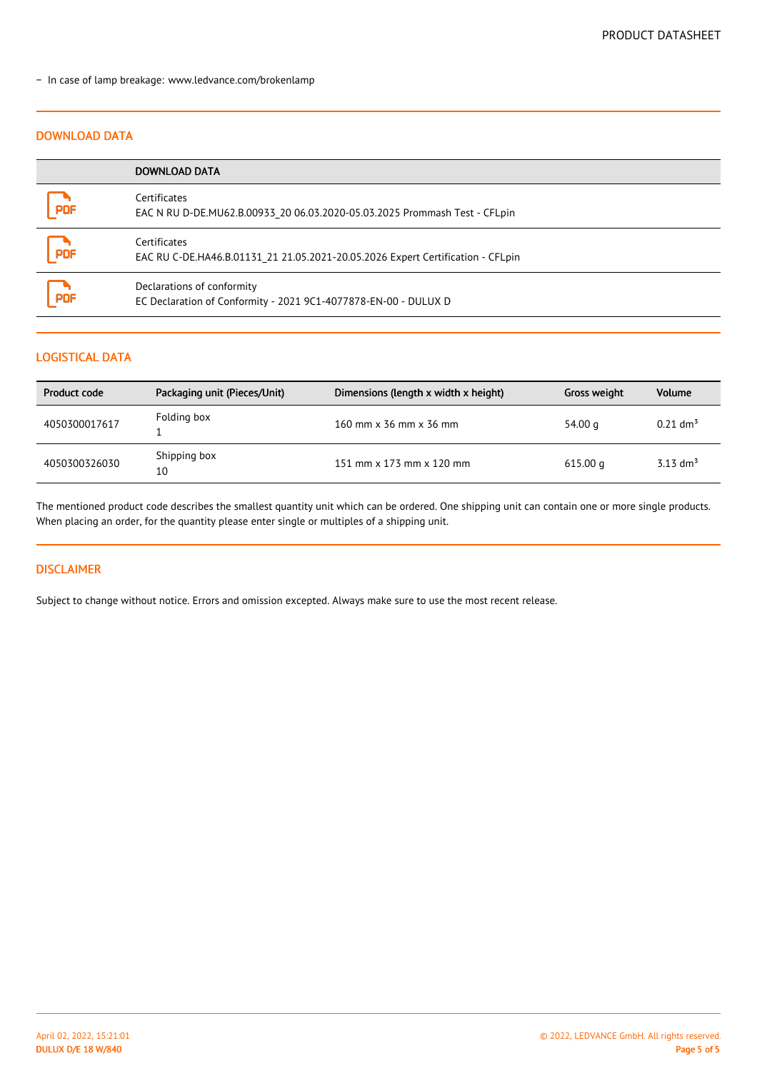– In case of lamp breakage: www.ledvance.com/brokenlamp

## DOWNLOAD DATA

| | DOWNLOAD DATA |
|---|---|
| PDF | Certificates<br>EAC N RU D-DE.MU62.B.00933_20 06.03.2020-05.03.2025 Prommash Test - CFLpin |
| PDF | Certificates<br>EAC RU C-DE.HA46.B.01131_21 21.05.2021-20.05.2026 Expert Certification - CFLpin |
| PDF | Declarations of conformity<br>EC Declaration of Conformity - 2021 9C1-4077878-EN-00 - DULUX D |

## LOGISTICAL DATA

| Product code | Packaging unit (Pieces/Unit) | Dimensions (length x width x height) | Gross weight | Volume |
|---|---|---|---|---|
| 4050300017617 | Folding box<br>1 | 160 mm x 36 mm x 36 mm | 54.00 g | 0.21 $dm^3$ |
| 4050300326030 | Shipping box<br>10 | 151 mm x 173 mm x 120 mm | 615.00 g | 3.13 $dm^3$ |

The mentioned product code describes the smallest quantity unit which can be ordered. One shipping unit can contain one or more single products. When placing an order, for the quantity please enter single or multiples of a shipping unit.

## DISCLAIMER

Subject to change without notice. Errors and omission excepted. Always make sure to use the most recent release.